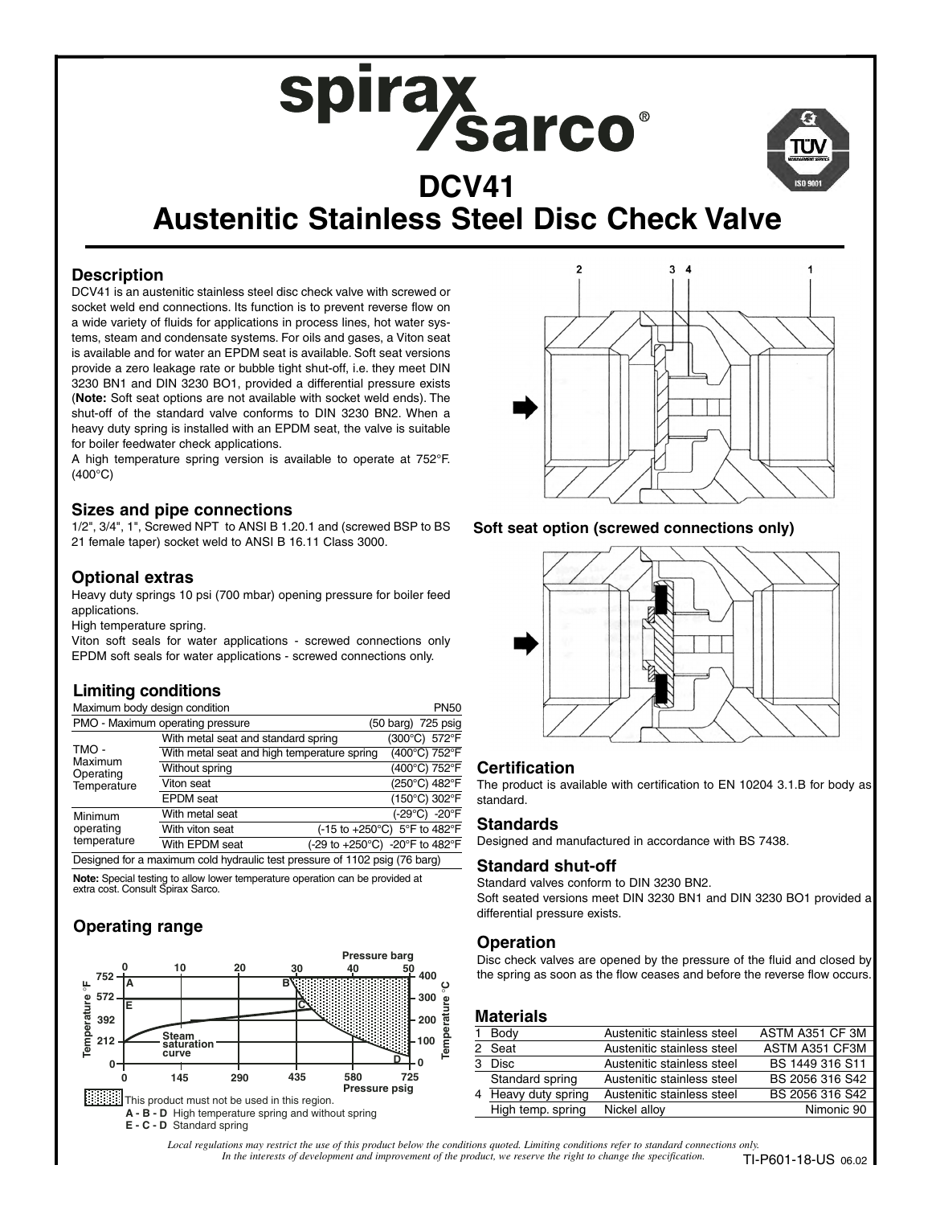# DCV41

# Austenitic Stainless Steel Disc Check Valve

## Description

DCV41 is an austenitic stainless steel disc check valve with screwed or socket weld end connections. Its function is to prevent reverse flow on a wide variety of fluids for applications in process lines, hot water systems, steam and condensate systems. For oils and gases, a Viton seat is available and for water an EPDM seat is available. Soft seat versions provide a zero leakage rate or bubble tight shut-off, i.e. they meet DIN 3230 BN1 and DIN 3230 BO1, provided a differential pressure exists (**Note:** Soft seat options are not available with socket weld ends). The shut-off of the standard valve conforms to DIN 3230 BN2. When a heavy duty spring is installed with an EPDM seat, the valve is suitable for boiler feedwater check applications.

A high temperature spring version is available to operate at 752°F. (400°C)

## Sizes and pipe connections

1/2", 3/4", 1", Screwed NPT to ANSI B 1.20.1 and (screwed BSP to BS 21 female taper) socket weld to ANSI B 16.11 Class 3000.

## Optional extras

Heavy duty springs 10 psi (700 mbar) opening pressure for boiler feed applications.

High temperature spring.

Viton soft seals for water applications - screwed connections only

EPDM soft seals for water applications - screwed connections only.

## Limiting conditions

| Maximum body design condition | | PN50 |
|---|---|---|
| PMO - Maximum operating pressure | | (50 barg) 725 psig |
| TMO - Maximum Operating Temperature | With metal seat and standard spring | (300°C) 572°F |
| | With metal seat and high temperature spring | (400°C) 752°F |
| | Without spring | (400°C) 752°F |
| | Viton seat | (250°C) 482°F |
| | EPDM seat | (150°C) 302°F |
| Minimum operating temperature | With metal seat | (-29°C) -20°F |
| | With viton seat | (-15 to +250°C) 5°F to 482°F |
| | With EPDM seat | (-29 to +250°C) -20°F to 482°F |
| Designed for a maximum cold hydraulic test pressure of 1102 psig (76 barg) | | |

**Note:** Special testing to allow lower temperature operation can be provided at extra cost. Consult Spirax Sarco.

## Operating range

This product must not be used in this region.

**A - B - D** High temperature spring and without spring

**E - C - D** Standard spring

Soft seat option (screwed connections only)

## Certification

The product is available with certification to EN 10204 3.1.B for body as standard.

## Standards

Designed and manufactured in accordance with BS 7438.

## Standard shut-off

Standard valves conform to DIN 3230 BN2.

Soft seated versions meet DIN 3230 BN1 and DIN 3230 BO1 provided a differential pressure exists.

## Operation

Disc check valves are opened by the pressure of the fluid and closed by the spring as soon as the flow ceases and before the reverse flow occurs.

## Materials

| No. | Part | Material | Standard |
|---|---|---|---|
| 1 | Body | Austenitic stainless steel | ASTM A351 CF 3M |
| 2 | Seat | Austenitic stainless steel | ASTM A351 CF3M |
| 3 | Disc | Austenitic stainless steel | BS 1449 316 S11 |
| 4 | Standard spring | Austenitic stainless steel | BS 2056 316 S42 |
| | Heavy duty spring | Austenitic stainless steel | BS 2056 316 S42 |
| | High temp. spring | Nickel alloy | Nimonic 90 |

*Local regulations may restrict the use of this product below the conditions quoted. Limiting conditions refer to standard connections only. In the interests of development and improvement of the product, we reserve the right to change the specification.*

TI-P601-18-US 06.02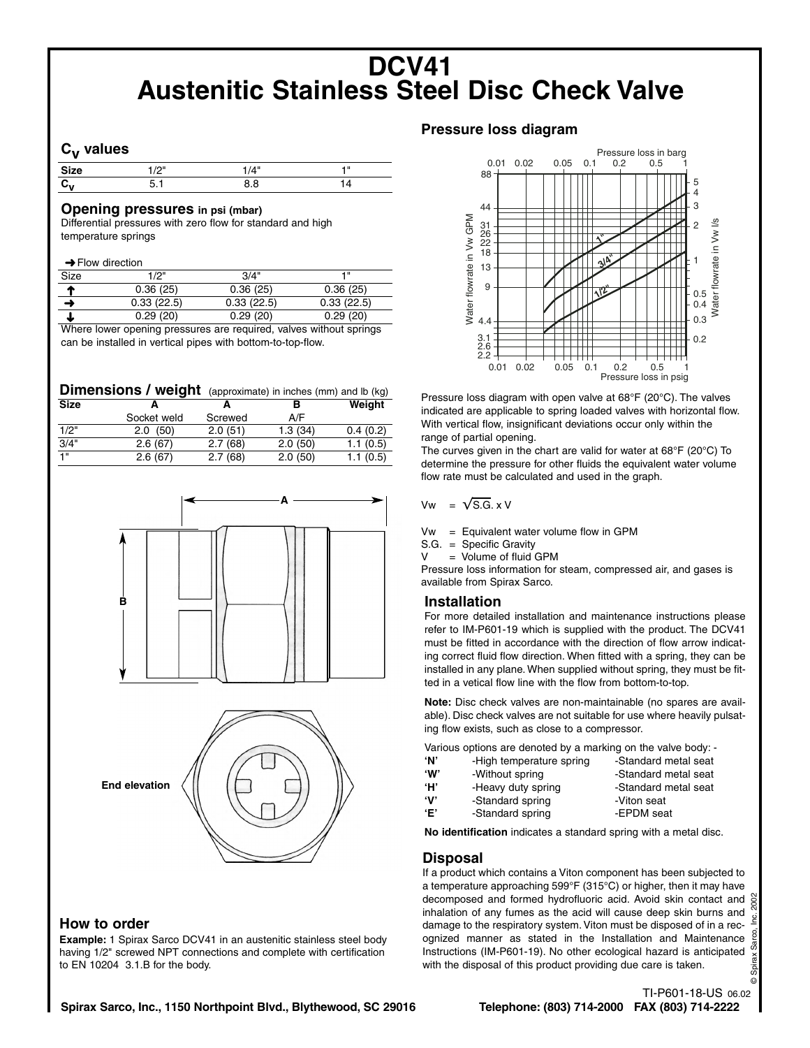# DCV41
# Austenitic Stainless Steel Disc Check Valve

## $C_V$ values

| Size | 1/2" | 1/4" | 1" |
|---|---|---|---|
| $C_V$ | 5.1 | 8.8 | 14 |

## Opening pressures in psi (mbar)

Differential pressures with zero flow for standard and high temperature springs

➜ Flow direction

| Size | 1/2" | 3/4" | 1" |
|---|---|---|---|
| ↑ | 0.36 (25) | 0.36 (25) | 0.36 (25) |
| → | 0.33 (22.5) | 0.33 (22.5) | 0.33 (22.5) |
| ↓ | 0.29 (20) | 0.29 (20) | 0.29 (20) |

Where lower opening pressures are required, valves without springs can be installed in vertical pipes with bottom-to-top-flow.

## Dimensions / weight (approximate) in inches (mm) and lb (kg)

| Size | A | A | B | Weight |
|---|---|---|---|---|
| | Socket weld | Screwed | A/F | |
| 1/2" | 2.0 (50) | 2.0 (51) | 1.3 (34) | 0.4 (0.2) |
| 3/4" | 2.6 (67) | 2.7 (68) | 2.0 (50) | 1.1 (0.5) |
| 1" | 2.6 (67) | 2.7 (68) | 2.0 (50) | 1.1 (0.5) |

A

B

End elevation

## How to order

**Example:** 1 Spirax Sarco DCV41 in an austenitic stainless steel body having 1/2" screwed NPT connections and complete with certification to EN 10204 3.1.B for the body.

## Pressure loss diagram

Pressure loss in barg

0.01 0.02 0.05 0.1 0.2 0.5 1

Water flowrate in Vw GPM

88 44 31 26 22 18 13 9 4.4 3.1 2.6 2.2

Water flowrate in Vw l/s

5 4 3 2 1 0.5 0.4 0.3 0.2

1"

3/4"

1/2"

0.01 0.02 0.05 0.1 0.2 0.5 1

Pressure loss in psig

Pressure loss diagram with open valve at 68°F (20°C). The valves indicated are applicable to spring loaded valves with horizontal flow. With vertical flow, insignificant deviations occur only within the range of partial opening.

The curves given in the chart are valid for water at 68°F (20°C) To determine the pressure for other fluids the equivalent water volume flow rate must be calculated and used in the graph.

$$Vw = \sqrt{S.G.} \times V$$

Vw = Equivalent water volume flow in GPM

S.G. = Specific Gravity

V = Volume of fluid GPM

Pressure loss information for steam, compressed air, and gases is available from Spirax Sarco.

## Installation

For more detailed installation and maintenance instructions please refer to IM-P601-19 which is supplied with the product. The DCV41 must be fitted in accordance with the direction of flow arrow indicating correct fluid flow direction. When fitted with a spring, they can be installed in any plane. When supplied without spring, they must be fitted in a vetical flow line with the flow from bottom-to-top.

**Note:** Disc check valves are non-maintainable (no spares are available). Disc check valves are not suitable for use where heavily pulsating flow exists, such as close to a compressor.

Various options are denoted by a marking on the valve body: -

| | | |
|---|---|---|
| 'N' | -High temperature spring | -Standard metal seat |
| 'W' | -Without spring | -Standard metal seat |
| 'H' | -Heavy duty spring | -Standard metal seat |
| 'V' | -Standard spring | -Viton seat |
| 'E' | -Standard spring | -EPDM seat |

**No identification** indicates a standard spring with a metal disc.

## Disposal

If a product which contains a Viton component has been subjected to a temperature approaching 599°F (315°C) or higher, then it may have decomposed and formed hydrofluoric acid. Avoid skin contact and inhalation of any fumes as the acid will cause deep skin burns and damage to the respiratory system. Viton must be disposed of in a recognized manner as stated in the Installation and Maintenance Instructions (IM-P601-19). No other ecological hazard is anticipated with the disposal of this product providing due care is taken.

© Spirax Sarco, Inc. 2002

TI-P601-18-US 06.02

Spirax Sarco, Inc., 1150 Northpoint Blvd., Blythewood, SC 29016 Telephone: (803) 714-2000 FAX (803) 714-2222